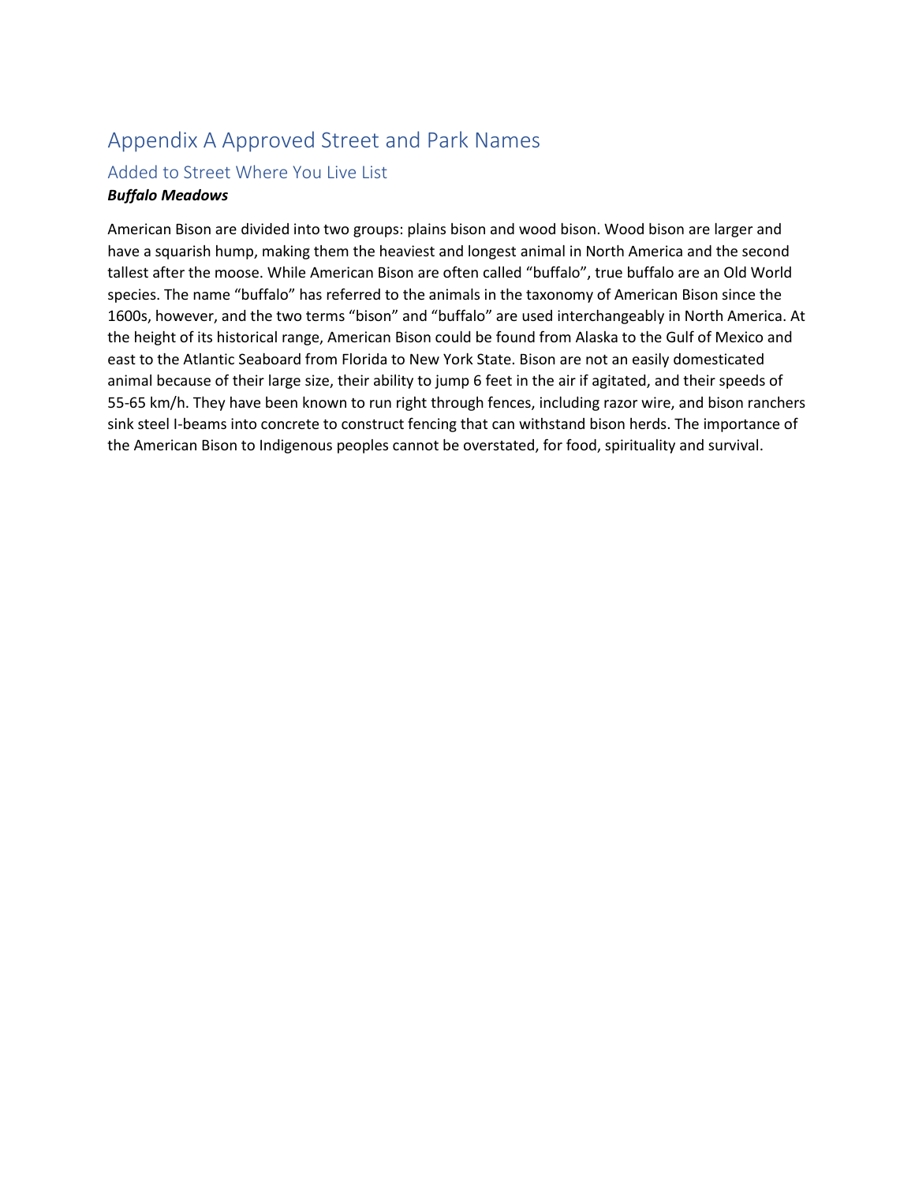# Appendix A Approved Street and Park Names

## Added to Street Where You Live List

***Buffalo Meadows***

American Bison are divided into two groups: plains bison and wood bison. Wood bison are larger and have a squarish hump, making them the heaviest and longest animal in North America and the second tallest after the moose. While American Bison are often called "buffalo", true buffalo are an Old World species. The name "buffalo" has referred to the animals in the taxonomy of American Bison since the 1600s, however, and the two terms "bison" and "buffalo" are used interchangeably in North America. At the height of its historical range, American Bison could be found from Alaska to the Gulf of Mexico and east to the Atlantic Seaboard from Florida to New York State. Bison are not an easily domesticated animal because of their large size, their ability to jump 6 feet in the air if agitated, and their speeds of 55-65 km/h. They have been known to run right through fences, including razor wire, and bison ranchers sink steel I-beams into concrete to construct fencing that can withstand bison herds. The importance of the American Bison to Indigenous peoples cannot be overstated, for food, spirituality and survival.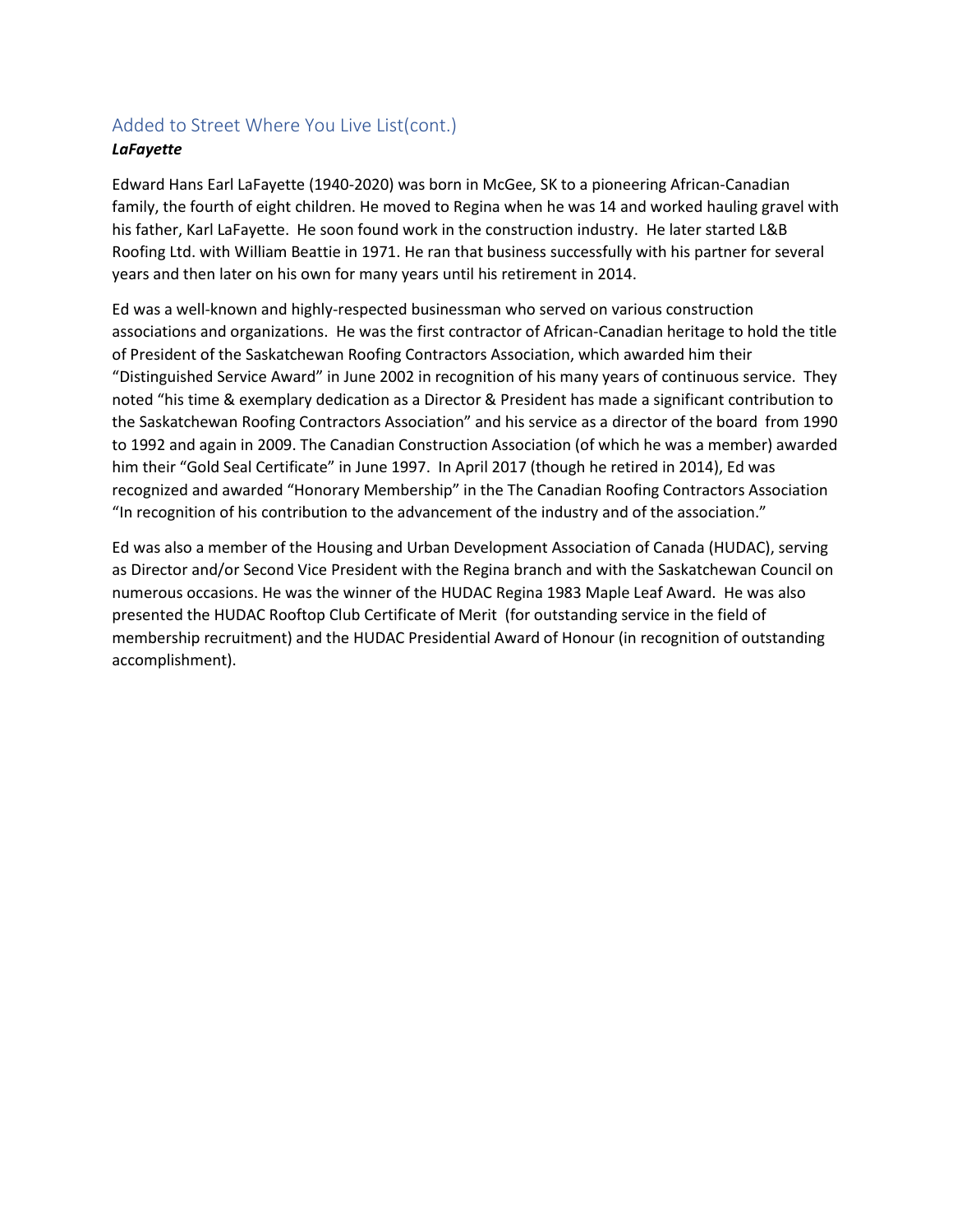## Added to Street Where You Live List(cont.)

***LaFayette***

Edward Hans Earl LaFayette (1940-2020) was born in McGee, SK to a pioneering African-Canadian family, the fourth of eight children. He moved to Regina when he was 14 and worked hauling gravel with his father, Karl LaFayette. He soon found work in the construction industry. He later started L&B Roofing Ltd. with William Beattie in 1971. He ran that business successfully with his partner for several years and then later on his own for many years until his retirement in 2014.

Ed was a well-known and highly-respected businessman who served on various construction associations and organizations. He was the first contractor of African-Canadian heritage to hold the title of President of the Saskatchewan Roofing Contractors Association, which awarded him their "Distinguished Service Award" in June 2002 in recognition of his many years of continuous service. They noted "his time & exemplary dedication as a Director & President has made a significant contribution to the Saskatchewan Roofing Contractors Association" and his service as a director of the board from 1990 to 1992 and again in 2009. The Canadian Construction Association (of which he was a member) awarded him their "Gold Seal Certificate" in June 1997. In April 2017 (though he retired in 2014), Ed was recognized and awarded "Honorary Membership" in the The Canadian Roofing Contractors Association "In recognition of his contribution to the advancement of the industry and of the association."

Ed was also a member of the Housing and Urban Development Association of Canada (HUDAC), serving as Director and/or Second Vice President with the Regina branch and with the Saskatchewan Council on numerous occasions. He was the winner of the HUDAC Regina 1983 Maple Leaf Award. He was also presented the HUDAC Rooftop Club Certificate of Merit (for outstanding service in the field of membership recruitment) and the HUDAC Presidential Award of Honour (in recognition of outstanding accomplishment).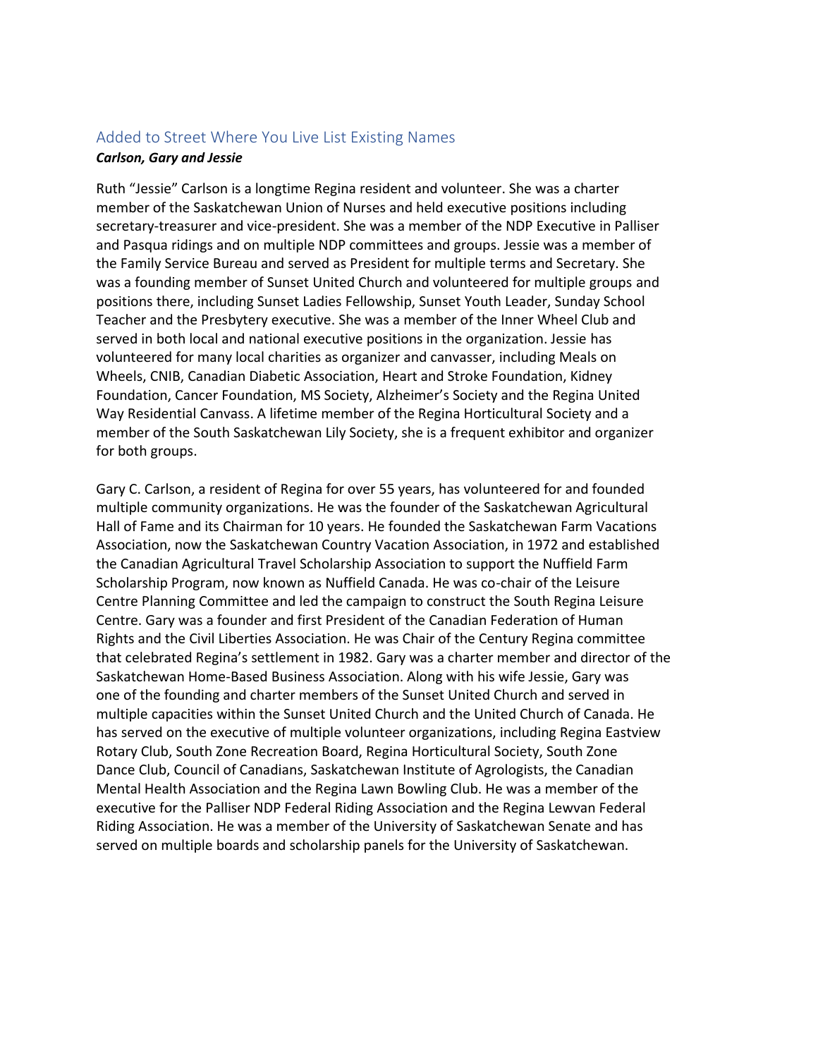## Added to Street Where You Live List Existing Names

***Carlson, Gary and Jessie***

Ruth "Jessie" Carlson is a longtime Regina resident and volunteer. She was a charter member of the Saskatchewan Union of Nurses and held executive positions including secretary-treasurer and vice-president. She was a member of the NDP Executive in Palliser and Pasqua ridings and on multiple NDP committees and groups. Jessie was a member of the Family Service Bureau and served as President for multiple terms and Secretary. She was a founding member of Sunset United Church and volunteered for multiple groups and positions there, including Sunset Ladies Fellowship, Sunset Youth Leader, Sunday School Teacher and the Presbytery executive. She was a member of the Inner Wheel Club and served in both local and national executive positions in the organization. Jessie has volunteered for many local charities as organizer and canvasser, including Meals on Wheels, CNIB, Canadian Diabetic Association, Heart and Stroke Foundation, Kidney Foundation, Cancer Foundation, MS Society, Alzheimer's Society and the Regina United Way Residential Canvass. A lifetime member of the Regina Horticultural Society and a member of the South Saskatchewan Lily Society, she is a frequent exhibitor and organizer for both groups.

Gary C. Carlson, a resident of Regina for over 55 years, has volunteered for and founded multiple community organizations. He was the founder of the Saskatchewan Agricultural Hall of Fame and its Chairman for 10 years. He founded the Saskatchewan Farm Vacations Association, now the Saskatchewan Country Vacation Association, in 1972 and established the Canadian Agricultural Travel Scholarship Association to support the Nuffield Farm Scholarship Program, now known as Nuffield Canada. He was co-chair of the Leisure Centre Planning Committee and led the campaign to construct the South Regina Leisure Centre. Gary was a founder and first President of the Canadian Federation of Human Rights and the Civil Liberties Association. He was Chair of the Century Regina committee that celebrated Regina's settlement in 1982. Gary was a charter member and director of the Saskatchewan Home-Based Business Association. Along with his wife Jessie, Gary was one of the founding and charter members of the Sunset United Church and served in multiple capacities within the Sunset United Church and the United Church of Canada. He has served on the executive of multiple volunteer organizations, including Regina Eastview Rotary Club, South Zone Recreation Board, Regina Horticultural Society, South Zone Dance Club, Council of Canadians, Saskatchewan Institute of Agrologists, the Canadian Mental Health Association and the Regina Lawn Bowling Club. He was a member of the executive for the Palliser NDP Federal Riding Association and the Regina Lewvan Federal Riding Association. He was a member of the University of Saskatchewan Senate and has served on multiple boards and scholarship panels for the University of Saskatchewan.